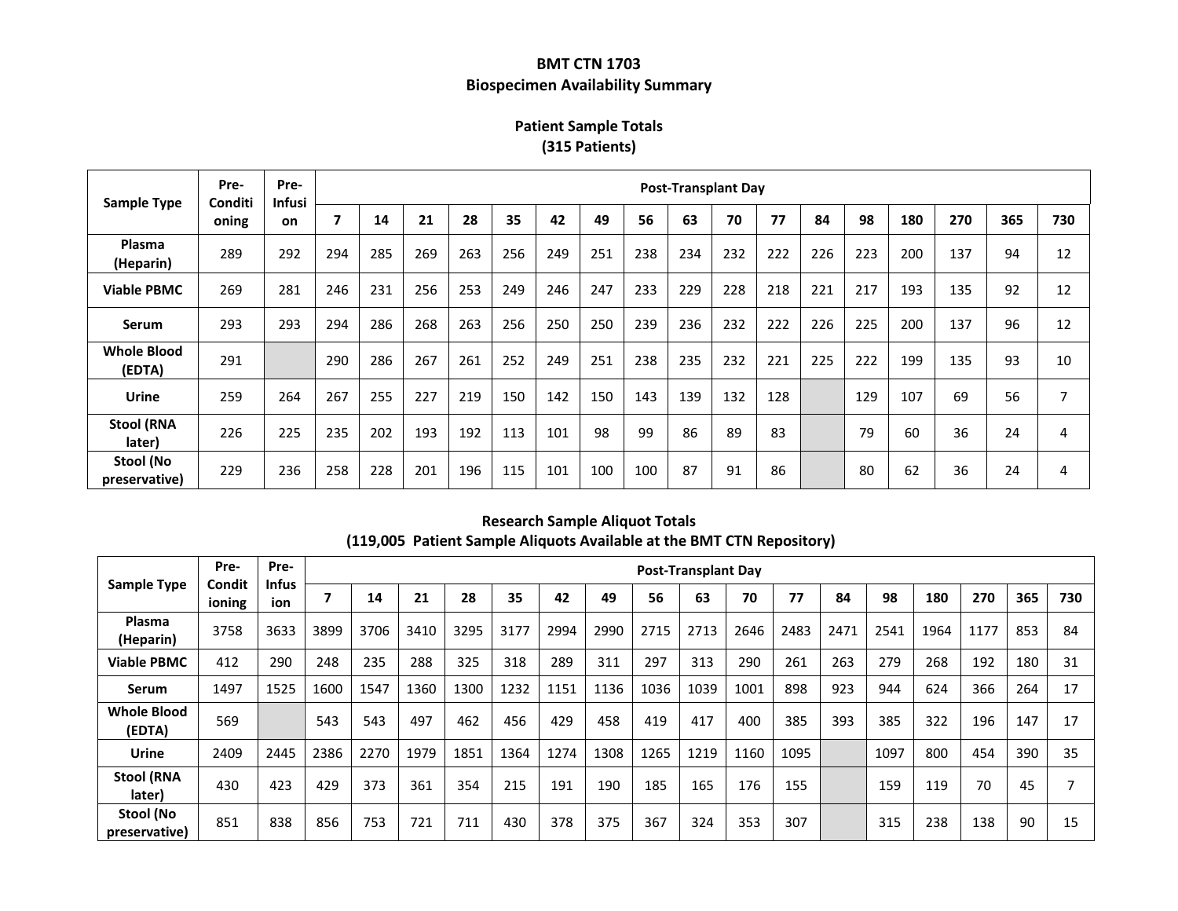# BMT CTN 1703

## Biospecimen Availability Summary

### Patient Sample Totals (315 Patients)

| Sample Type | Pre-Conditioning | Pre-Infusion | Post-Transplant Day | | | | | | | | | | | | | | | | |
|---|---|---|---|---|---|---|---|---|---|---|---|---|---|---|---|---|---|---|---|
| | | | 7 | 14 | 21 | 28 | 35 | 42 | 49 | 56 | 63 | 70 | 77 | 84 | 98 | 180 | 270 | 365 | 730 |
| Plasma (Heparin) | 289 | 292 | 294 | 285 | 269 | 263 | 256 | 249 | 251 | 238 | 234 | 232 | 222 | 226 | 223 | 200 | 137 | 94 | 12 |
| Viable PBMC | 269 | 281 | 246 | 231 | 256 | 253 | 249 | 246 | 247 | 233 | 229 | 228 | 218 | 221 | 217 | 193 | 135 | 92 | 12 |
| Serum | 293 | 293 | 294 | 286 | 268 | 263 | 256 | 250 | 250 | 239 | 236 | 232 | 222 | 226 | 225 | 200 | 137 | 96 | 12 |
| Whole Blood (EDTA) | 291 | | 290 | 286 | 267 | 261 | 252 | 249 | 251 | 238 | 235 | 232 | 221 | 225 | 222 | 199 | 135 | 93 | 10 |
| Urine | 259 | 264 | 267 | 255 | 227 | 219 | 150 | 142 | 150 | 143 | 139 | 132 | 128 | | 129 | 107 | 69 | 56 | 7 |
| Stool (RNA later) | 226 | 225 | 235 | 202 | 193 | 192 | 113 | 101 | 98 | 99 | 86 | 89 | 83 | | 79 | 60 | 36 | 24 | 4 |
| Stool (No preservative) | 229 | 236 | 258 | 228 | 201 | 196 | 115 | 101 | 100 | 100 | 87 | 91 | 86 | | 80 | 62 | 36 | 24 | 4 |

### Research Sample Aliquot Totals (119,005 Patient Sample Aliquots Available at the BMT CTN Repository)

| Sample Type | Pre-Conditioning | Pre-Infusion | Post-Transplant Day | | | | | | | | | | | | | | | | |
|---|---|---|---|---|---|---|---|---|---|---|---|---|---|---|---|---|---|---|---|
| | | | 7 | 14 | 21 | 28 | 35 | 42 | 49 | 56 | 63 | 70 | 77 | 84 | 98 | 180 | 270 | 365 | 730 |
| Plasma (Heparin) | 3758 | 3633 | 3899 | 3706 | 3410 | 3295 | 3177 | 2994 | 2990 | 2715 | 2713 | 2646 | 2483 | 2471 | 2541 | 1964 | 1177 | 853 | 84 |
| Viable PBMC | 412 | 290 | 248 | 235 | 288 | 325 | 318 | 289 | 311 | 297 | 313 | 290 | 261 | 263 | 279 | 268 | 192 | 180 | 31 |
| Serum | 1497 | 1525 | 1600 | 1547 | 1360 | 1300 | 1232 | 1151 | 1136 | 1036 | 1039 | 1001 | 898 | 923 | 944 | 624 | 366 | 264 | 17 |
| Whole Blood (EDTA) | 569 | | 543 | 543 | 497 | 462 | 456 | 429 | 458 | 419 | 417 | 400 | 385 | 393 | 385 | 322 | 196 | 147 | 17 |
| Urine | 2409 | 2445 | 2386 | 2270 | 1979 | 1851 | 1364 | 1274 | 1308 | 1265 | 1219 | 1160 | 1095 | | 1097 | 800 | 454 | 390 | 35 |
| Stool (RNA later) | 430 | 423 | 429 | 373 | 361 | 354 | 215 | 191 | 190 | 185 | 165 | 176 | 155 | | 159 | 119 | 70 | 45 | 7 |
| Stool (No preservative) | 851 | 838 | 856 | 753 | 721 | 711 | 430 | 378 | 375 | 367 | 324 | 353 | 307 | | 315 | 238 | 138 | 90 | 15 |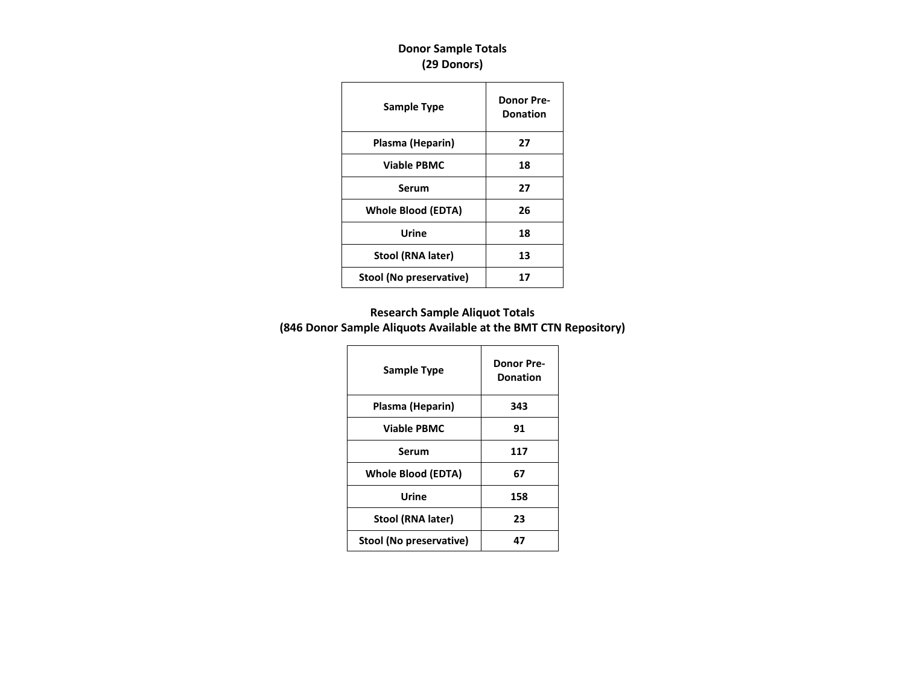## Donor Sample Totals
## (29 Donors)

| Sample Type | Donor Pre-Donation |
|---|---|
| Plasma (Heparin) | 27 |
| Viable PBMC | 18 |
| Serum | 27 |
| Whole Blood (EDTA) | 26 |
| Urine | 18 |
| Stool (RNA later) | 13 |
| Stool (No preservative) | 17 |

## Research Sample Aliquot Totals
## (846 Donor Sample Aliquots Available at the BMT CTN Repository)

| Sample Type | Donor Pre-Donation |
|---|---|
| Plasma (Heparin) | 343 |
| Viable PBMC | 91 |
| Serum | 117 |
| Whole Blood (EDTA) | 67 |
| Urine | 158 |
| Stool (RNA later) | 23 |
| Stool (No preservative) | 47 |